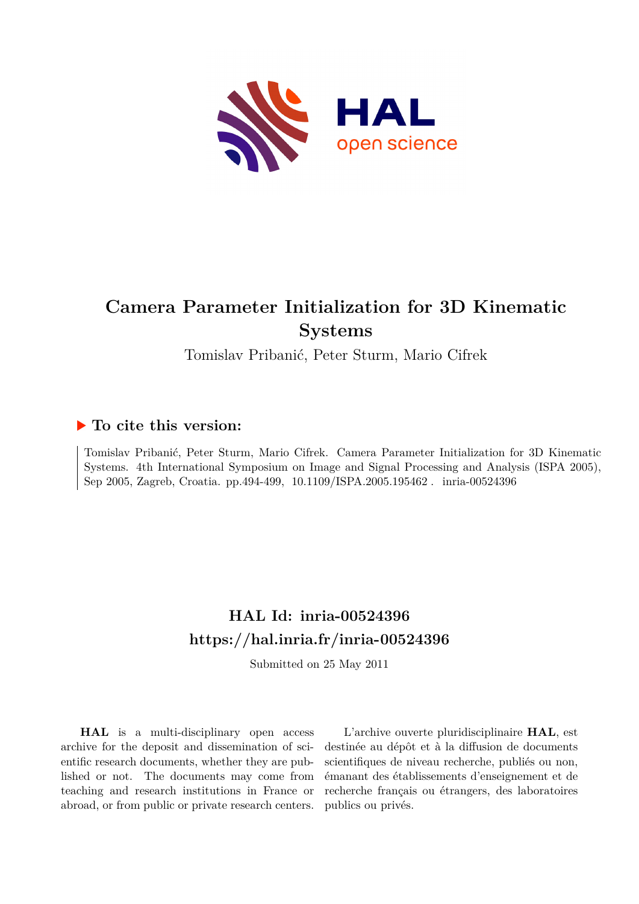# Camera Parameter Initialization for 3D Kinematic Systems

Tomislav Pribanić, Peter Sturm, Mario Cifrek

## ▶ To cite this version:

Tomislav Pribanić, Peter Sturm, Mario Cifrek. Camera Parameter Initialization for 3D Kinematic Systems. 4th International Symposium on Image and Signal Processing and Analysis (ISPA 2005), Sep 2005, Zagreb, Croatia. pp.494-499, 10.1109/ISPA.2005.195462 . inria-00524396

## HAL Id: inria-00524396
## https://hal.inria.fr/inria-00524396

Submitted on 25 May 2011

**HAL** is a multi-disciplinary open access archive for the deposit and dissemination of scientific research documents, whether they are published or not. The documents may come from teaching and research institutions in France or abroad, or from public or private research centers.

L'archive ouverte pluridisciplinaire **HAL**, est destinée au dépôt et à la diffusion de documents scientifiques de niveau recherche, publiés ou non, émanant des établissements d'enseignement et de recherche français ou étrangers, des laboratoires publics ou privés.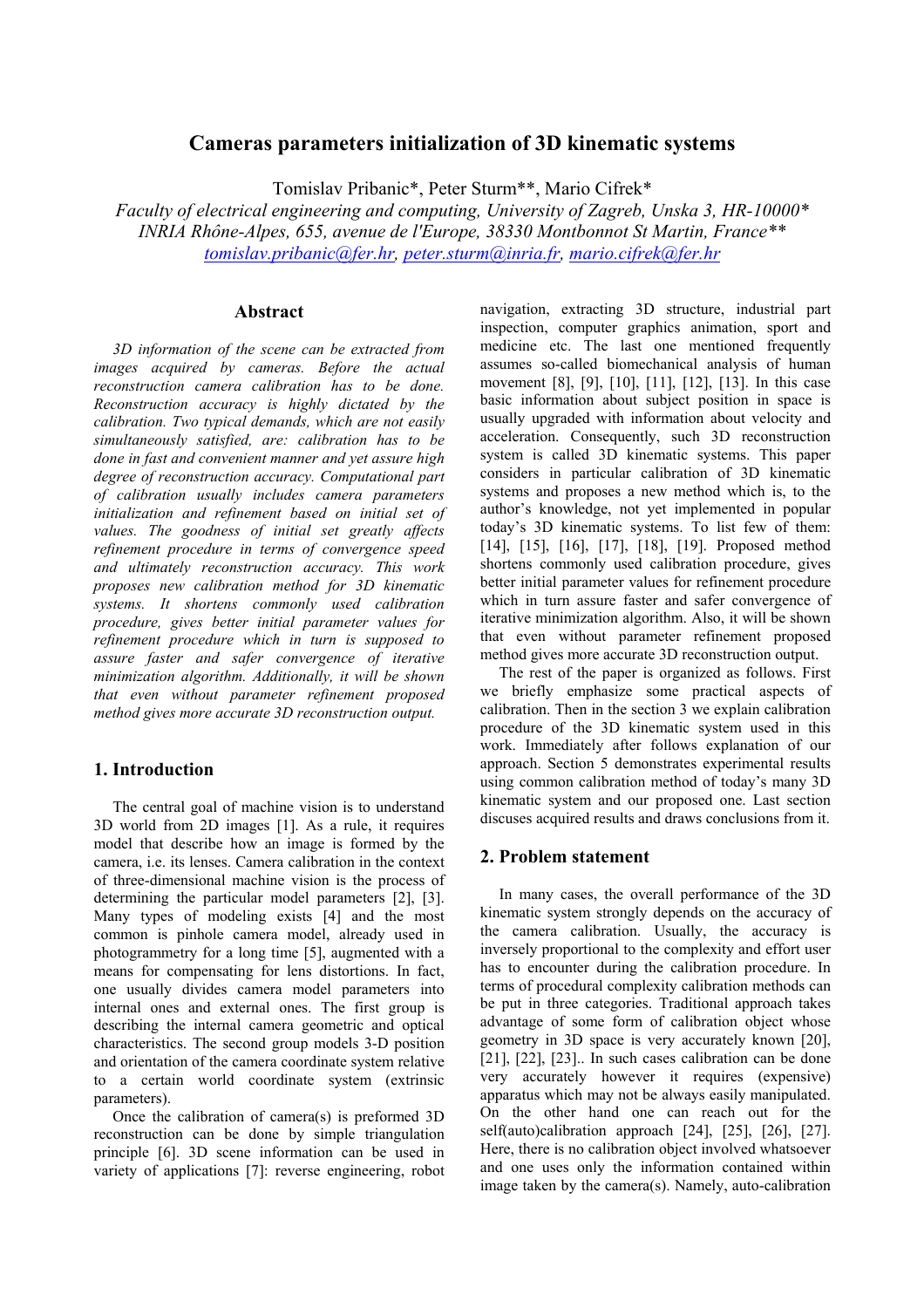# Cameras parameters initialization of 3D kinematic systems

Tomislav Pribanic*, Peter Sturm**, Mario Cifrek*

*Faculty of electrical engineering and computing, University of Zagreb, Unska 3, HR-10000\**
*INRIA Rhône-Alpes, 655, avenue de l'Europe, 38330 Montbonnot St Martin, France\*\**
tomislav.pribanic@fer.hr, peter.sturm@inria.fr, mario.cifrek@fer.hr

## Abstract

*3D information of the scene can be extracted from images acquired by cameras. Before the actual reconstruction camera calibration has to be done. Reconstruction accuracy is highly dictated by the calibration. Two typical demands, which are not easily simultaneously satisfied, are: calibration has to be done in fast and convenient manner and yet assure high degree of reconstruction accuracy. Computational part of calibration usually includes camera parameters initialization and refinement based on initial set of values. The goodness of initial set greatly affects refinement procedure in terms of convergence speed and ultimately reconstruction accuracy. This work proposes new calibration method for 3D kinematic systems. It shortens commonly used calibration procedure, gives better initial parameter values for refinement procedure which in turn is supposed to assure faster and safer convergence of iterative minimization algorithm. Additionally, it will be shown that even without parameter refinement proposed method gives more accurate 3D reconstruction output.*

## 1. Introduction

The central goal of machine vision is to understand 3D world from 2D images [1]. As a rule, it requires model that describe how an image is formed by the camera, i.e. its lenses. Camera calibration in the context of three-dimensional machine vision is the process of determining the particular model parameters [2], [3]. Many types of modeling exists [4] and the most common is pinhole camera model, already used in photogrammetry for a long time [5], augmented with a means for compensating for lens distortions. In fact, one usually divides camera model parameters into internal ones and external ones. The first group is describing the internal camera geometric and optical characteristics. The second group models 3-D position and orientation of the camera coordinate system relative to a certain world coordinate system (extrinsic parameters).

Once the calibration of camera(s) is preformed 3D reconstruction can be done by simple triangulation principle [6]. 3D scene information can be used in variety of applications [7]: reverse engineering, robot navigation, extracting 3D structure, industrial part inspection, computer graphics animation, sport and medicine etc. The last one mentioned frequently assumes so-called biomechanical analysis of human movement [8], [9], [10], [11], [12], [13]. In this case basic information about subject position in space is usually upgraded with information about velocity and acceleration. Consequently, such 3D reconstruction system is called 3D kinematic systems. This paper considers in particular calibration of 3D kinematic systems and proposes a new method which is, to the author's knowledge, not yet implemented in popular today's 3D kinematic systems. To list few of them: [14], [15], [16], [17], [18], [19]. Proposed method shortens commonly used calibration procedure, gives better initial parameter values for refinement procedure which in turn assure faster and safer convergence of iterative minimization algorithm. Also, it will be shown that even without parameter refinement proposed method gives more accurate 3D reconstruction output.

The rest of the paper is organized as follows. First we briefly emphasize some practical aspects of calibration. Then in the section 3 we explain calibration procedure of the 3D kinematic system used in this work. Immediately after follows explanation of our approach. Section 5 demonstrates experimental results using common calibration method of today's many 3D kinematic system and our proposed one. Last section discuses acquired results and draws conclusions from it.

## 2. Problem statement

In many cases, the overall performance of the 3D kinematic system strongly depends on the accuracy of the camera calibration. Usually, the accuracy is inversely proportional to the complexity and effort user has to encounter during the calibration procedure. In terms of procedural complexity calibration methods can be put in three categories. Traditional approach takes advantage of some form of calibration object whose geometry in 3D space is very accurately known [20], [21], [22], [23].. In such cases calibration can be done very accurately however it requires (expensive) apparatus which may not be always easily manipulated. On the other hand one can reach out for the self(auto)calibration approach [24], [25], [26], [27]. Here, there is no calibration object involved whatsoever and one uses only the information contained within image taken by the camera(s). Namely, auto-calibration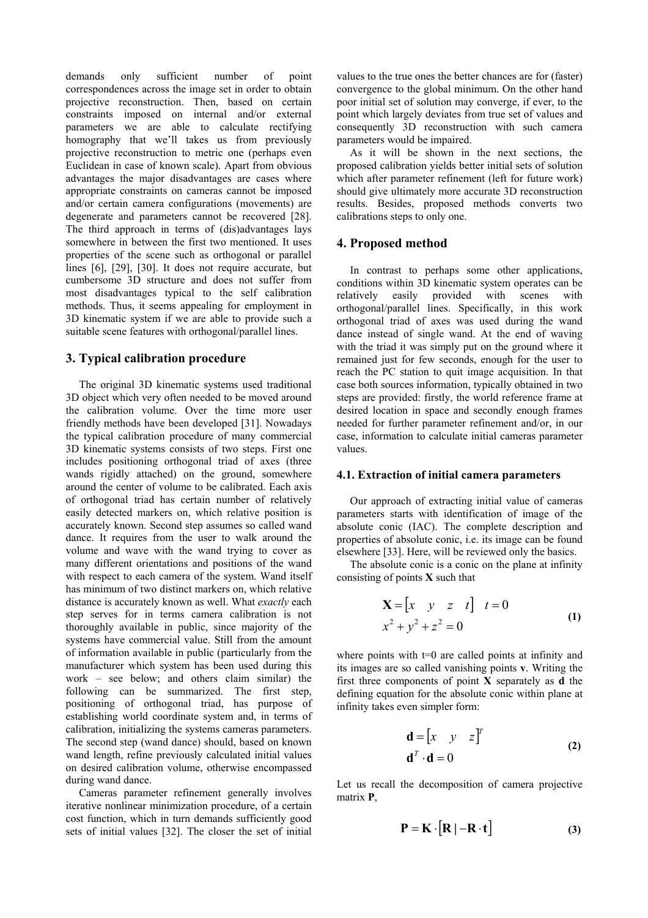demands only sufficient number of point correspondences across the image set in order to obtain projective reconstruction. Then, based on certain constraints imposed on internal and/or external parameters we are able to calculate rectifying homography that we'll takes us from previously projective reconstruction to metric one (perhaps even Euclidean in case of known scale). Apart from obvious advantages the major disadvantages are cases where appropriate constraints on cameras cannot be imposed and/or certain camera configurations (movements) are degenerate and parameters cannot be recovered [28]. The third approach in terms of (dis)advantages lays somewhere in between the first two mentioned. It uses properties of the scene such as orthogonal or parallel lines [6], [29], [30]. It does not require accurate, but cumbersome 3D structure and does not suffer from most disadvantages typical to the self calibration methods. Thus, it seems appealing for employment in 3D kinematic system if we are able to provide such a suitable scene features with orthogonal/parallel lines.

## 3. Typical calibration procedure

The original 3D kinematic systems used traditional 3D object which very often needed to be moved around the calibration volume. Over the time more user friendly methods have been developed [31]. Nowadays the typical calibration procedure of many commercial 3D kinematic systems consists of two steps. First one includes positioning orthogonal triad of axes (three wands rigidly attached) on the ground, somewhere around the center of volume to be calibrated. Each axis of orthogonal triad has certain number of relatively easily detected markers on, which relative position is accurately known. Second step assumes so called wand dance. It requires from the user to walk around the volume and wave with the wand trying to cover as many different orientations and positions of the wand with respect to each camera of the system. Wand itself has minimum of two distinct markers on, which relative distance is accurately known as well. What *exactly* each step serves for in terms camera calibration is not thoroughly available in public, since majority of the systems have commercial value. Still from the amount of information available in public (particularly from the manufacturer which system has been used during this work – see below; and others claim similar) the following can be summarized. The first step, positioning of orthogonal triad, has purpose of establishing world coordinate system and, in terms of calibration, initializing the systems cameras parameters. The second step (wand dance) should, based on known wand length, refine previously calculated initial values on desired calibration volume, otherwise encompassed during wand dance.

Cameras parameter refinement generally involves iterative nonlinear minimization procedure, of a certain cost function, which in turn demands sufficiently good sets of initial values [32]. The closer the set of initial values to the true ones the better chances are for (faster) convergence to the global minimum. On the other hand poor initial set of solution may converge, if ever, to the point which largely deviates from true set of values and consequently 3D reconstruction with such camera parameters would be impaired.

As it will be shown in the next sections, the proposed calibration yields better initial sets of solution which after parameter refinement (left for future work) should give ultimately more accurate 3D reconstruction results. Besides, proposed methods converts two calibrations steps to only one.

## 4. Proposed method

In contrast to perhaps some other applications, conditions within 3D kinematic system operates can be relatively easily provided with scenes with orthogonal/parallel lines. Specifically, in this work orthogonal triad of axes was used during the wand dance instead of single wand. At the end of waving with the triad it was simply put on the ground where it remained just for few seconds, enough for the user to reach the PC station to quit image acquisition. In that case both sources information, typically obtained in two steps are provided: firstly, the world reference frame at desired location in space and secondly enough frames needed for further parameter refinement and/or, in our case, information to calculate initial cameras parameter values.

### 4.1. Extraction of initial camera parameters

Our approach of extracting initial value of cameras parameters starts with identification of image of the absolute conic (IAC). The complete description and properties of absolute conic, i.e. its image can be found elsewhere [33]. Here, will be reviewed only the basics.

The absolute conic is a conic on the plane at infinity consisting of points $\mathbf{X}$ such that

$$\begin{aligned} \mathbf{X} &= \begin{bmatrix} x & y & z & t \end{bmatrix} \quad t = 0 \\ x^2 &+ y^2 + z^2 = 0 \end{aligned} \tag{1}$$

where points with t=0 are called points at infinity and its images are so called vanishing points $\mathbf{v}$. Writing the first three components of point $\mathbf{X}$ separately as $\mathbf{d}$ the defining equation for the absolute conic within plane at infinity takes even simpler form:

$$\begin{aligned} \mathbf{d} &= \begin{bmatrix} x & y & z \end{bmatrix}^T \\ \mathbf{d}^T &\cdot \mathbf{d} = 0 \end{aligned} \tag{2}$$

Let us recall the decomposition of camera projective matrix $\mathbf{P}$,

$$\mathbf{P} = \mathbf{K} \cdot \left[ \mathbf{R} \mid -\mathbf{R} \cdot \mathbf{t} \right] \tag{3}$$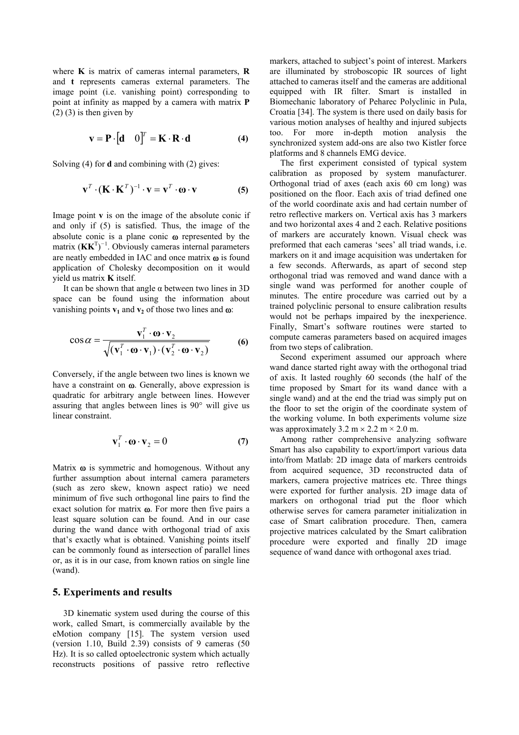where $\mathbf{K}$ is matrix of cameras internal parameters, $\mathbf{R}$ and $\mathbf{t}$ represents cameras external parameters. The image point (i.e. vanishing point) corresponding to point at infinity as mapped by a camera with matrix $\mathbf{P}$ (2) (3) is then given by

$$\mathbf{v} = \mathbf{P} \cdot \begin{bmatrix} \mathbf{d} & 0 \end{bmatrix}^T = \mathbf{K} \cdot \mathbf{R} \cdot \mathbf{d} \qquad \textbf{(4)}$$

Solving (4) for $\mathbf{d}$ and combining with (2) gives:

$$\mathbf{v}^T \cdot (\mathbf{K} \cdot \mathbf{K}^T)^{-1} \cdot \mathbf{v} = \mathbf{v}^T \cdot \boldsymbol{\omega} \cdot \mathbf{v} \qquad \textbf{(5)}$$

Image point $\mathbf{v}$ is on the image of the absolute conic if and only if (5) is satisfied. Thus, the image of the absolute conic is a plane conic $\boldsymbol{\omega}$ represented by the matrix $(\mathbf{K}\mathbf{K}^T)^{-1}$. Obviously cameras internal parameters are neatly embedded in IAC and once matrix $\boldsymbol{\omega}$ is found application of Cholesky decomposition on it would yield us matrix $\mathbf{K}$ itself.

It can be shown that angle α between two lines in 3D space can be found using the information about vanishing points $\mathbf{v_1}$ and $\mathbf{v_2}$ of those two lines and $\boldsymbol{\omega}$:

$$\cos\alpha = \frac{\mathbf{v}_1^T \cdot \boldsymbol{\omega} \cdot \mathbf{v}_2}{\sqrt{(\mathbf{v}_1^T \cdot \boldsymbol{\omega} \cdot \mathbf{v}_1) \cdot (\mathbf{v}_2^T \cdot \boldsymbol{\omega} \cdot \mathbf{v}_2)}} \qquad \textbf{(6)}$$

Conversely, if the angle between two lines is known we have a constraint on $\boldsymbol{\omega}$. Generally, above expression is quadratic for arbitrary angle between lines. However assuring that angles between lines is 90° will give us linear constraint.

$$\mathbf{v}_1^T \cdot \boldsymbol{\omega} \cdot \mathbf{v}_2 = 0 \qquad \textbf{(7)}$$

Matrix $\boldsymbol{\omega}$ is symmetric and homogenous. Without any further assumption about internal camera parameters (such as zero skew, known aspect ratio) we need minimum of five such orthogonal line pairs to find the exact solution for matrix $\boldsymbol{\omega}$. For more then five pairs a least square solution can be found. And in our case during the wand dance with orthogonal triad of axis that's exactly what is obtained. Vanishing points itself can be commonly found as intersection of parallel lines or, as it is in our case, from known ratios on single line (wand).

## 5. Experiments and results

3D kinematic system used during the course of this work, called Smart, is commercially available by the eMotion company [15]. The system version used (version 1.10, Build 2.39) consists of 9 cameras (50 Hz). It is so called optoelectronic system which actually reconstructs positions of passive retro reflective markers, attached to subject's point of interest. Markers are illuminated by stroboscopic IR sources of light attached to cameras itself and the cameras are additional equipped with IR filter. Smart is installed in Biomechanic laboratory of Peharec Polyclinic in Pula, Croatia [34]. The system is there used on daily basis for various motion analyses of healthy and injured subjects too. For more in-depth motion analysis the synchronized system add-ons are also two Kistler force platforms and 8 channels EMG device.

The first experiment consisted of typical system calibration as proposed by system manufacturer. Orthogonal triad of axes (each axis 60 cm long) was positioned on the floor. Each axis of triad defined one of the world coordinate axis and had certain number of retro reflective markers on. Vertical axis has 3 markers and two horizontal axes 4 and 2 each. Relative positions of markers are accurately known. Visual check was preformed that each cameras 'sees' all triad wands, i.e. markers on it and image acquisition was undertaken for a few seconds. Afterwards, as apart of second step orthogonal triad was removed and wand dance with a single wand was performed for another couple of minutes. The entire procedure was carried out by a trained polyclinic personal to ensure calibration results would not be perhaps impaired by the inexperience. Finally, Smart's software routines were started to compute cameras parameters based on acquired images from two steps of calibration.

Second experiment assumed our approach where wand dance started right away with the orthogonal triad of axis. It lasted roughly 60 seconds (the half of the time proposed by Smart for its wand dance with a single wand) and at the end the triad was simply put on the floor to set the origin of the coordinate system of the working volume. In both experiments volume size was approximately 3.2 m × 2.2 m × 2.0 m.

Among rather comprehensive analyzing software Smart has also capability to export/import various data into/from Matlab: 2D image data of markers centroids from acquired sequence, 3D reconstructed data of markers, camera projective matrices etc. Three things were exported for further analysis. 2D image data of markers on orthogonal triad put the floor which otherwise serves for camera parameter initialization in case of Smart calibration procedure. Then, camera projective matrices calculated by the Smart calibration procedure were exported and finally 2D image sequence of wand dance with orthogonal axes triad.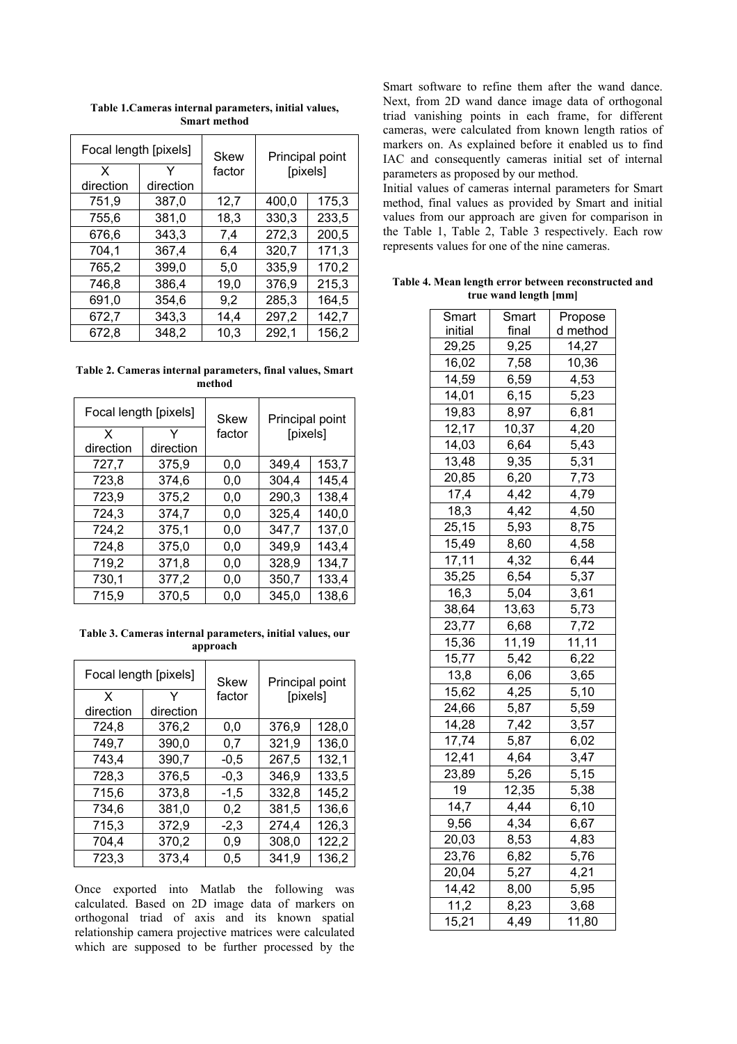**Table 1.Cameras internal parameters, initial values, Smart method**

| Focal length [pixels] | | Skew factor | Principal point [pixels] | |
|---|---|---|---|---|
| X direction | Y direction | | | |
| 751,9 | 387,0 | 12,7 | 400,0 | 175,3 |
| 755,6 | 381,0 | 18,3 | 330,3 | 233,5 |
| 676,6 | 343,3 | 7,4 | 272,3 | 200,5 |
| 704,1 | 367,4 | 6,4 | 320,7 | 171,3 |
| 765,2 | 399,0 | 5,0 | 335,9 | 170,2 |
| 746,8 | 386,4 | 19,0 | 376,9 | 215,3 |
| 691,0 | 354,6 | 9,2 | 285,3 | 164,5 |
| 672,7 | 343,3 | 14,4 | 297,2 | 142,7 |
| 672,8 | 348,2 | 10,3 | 292,1 | 156,2 |

**Table 2. Cameras internal parameters, final values, Smart method**

| Focal length [pixels] | | Skew factor | Principal point [pixels] | |
|---|---|---|---|---|
| X direction | Y direction | | | |
| 727,7 | 375,9 | 0,0 | 349,4 | 153,7 |
| 723,8 | 374,6 | 0,0 | 304,4 | 145,4 |
| 723,9 | 375,2 | 0,0 | 290,3 | 138,4 |
| 724,3 | 374,7 | 0,0 | 325,4 | 140,0 |
| 724,2 | 375,1 | 0,0 | 347,7 | 137,0 |
| 724,8 | 375,0 | 0,0 | 349,9 | 143,4 |
| 719,2 | 371,8 | 0,0 | 328,9 | 134,7 |
| 730,1 | 377,2 | 0,0 | 350,7 | 133,4 |
| 715,9 | 370,5 | 0,0 | 345,0 | 138,6 |

**Table 3. Cameras internal parameters, initial values, our approach**

| Focal length [pixels] | | Skew factor | Principal point [pixels] | |
|---|---|---|---|---|
| X direction | Y direction | | | |
| 724,8 | 376,2 | 0,0 | 376,9 | 128,0 |
| 749,7 | 390,0 | 0,7 | 321,9 | 136,0 |
| 743,4 | 390,7 | -0,5 | 267,5 | 132,1 |
| 728,3 | 376,5 | -0,3 | 346,9 | 133,5 |
| 715,6 | 373,8 | -1,5 | 332,8 | 145,2 |
| 734,6 | 381,0 | 0,2 | 381,5 | 136,6 |
| 715,3 | 372,9 | -2,3 | 274,4 | 126,3 |
| 704,4 | 370,2 | 0,9 | 308,0 | 122,2 |
| 723,3 | 373,4 | 0,5 | 341,9 | 136,2 |

Once exported into Matlab the following was calculated. Based on 2D image data of markers on orthogonal triad of axis and its known spatial relationship camera projective matrices were calculated which are supposed to be further processed by the Smart software to refine them after the wand dance. Next, from 2D wand dance image data of orthogonal triad vanishing points in each frame, for different cameras, were calculated from known length ratios of markers on. As explained before it enabled us to find IAC and consequently cameras initial set of internal parameters as proposed by our method.

Initial values of cameras internal parameters for Smart method, final values as provided by Smart and initial values from our approach are given for comparison in the Table 1, Table 2, Table 3 respectively. Each row represents values for one of the nine cameras.

**Table 4. Mean length error between reconstructed and true wand length [mm]**

| Smart initial | Smart final | Proposed method |
|---|---|---|
| 29,25 | 9,25 | 14,27 |
| 16,02 | 7,58 | 10,36 |
| 14,59 | 6,59 | 4,53 |
| 14,01 | 6,15 | 5,23 |
| 19,83 | 8,97 | 6,81 |
| 12,17 | 10,37 | 4,20 |
| 14,03 | 6,64 | 5,43 |
| 13,48 | 9,35 | 5,31 |
| 20,85 | 6,20 | 7,73 |
| 17,4 | 4,42 | 4,79 |
| 18,3 | 4,42 | 4,50 |
| 25,15 | 5,93 | 8,75 |
| 15,49 | 8,60 | 4,58 |
| 17,11 | 4,32 | 6,44 |
| 35,25 | 6,54 | 5,37 |
| 16,3 | 5,04 | 3,61 |
| 38,64 | 13,63 | 5,73 |
| 23,77 | 6,68 | 7,72 |
| 15,36 | 11,19 | 11,11 |
| 15,77 | 5,42 | 6,22 |
| 13,8 | 6,06 | 3,65 |
| 15,62 | 4,25 | 5,10 |
| 24,66 | 5,87 | 5,59 |
| 14,28 | 7,42 | 3,57 |
| 17,74 | 5,87 | 6,02 |
| 12,41 | 4,64 | 3,47 |
| 23,89 | 5,26 | 5,15 |
| 19 | 12,35 | 5,38 |
| 14,7 | 4,44 | 6,10 |
| 9,56 | 4,34 | 6,67 |
| 20,03 | 8,53 | 4,83 |
| 23,76 | 6,82 | 5,76 |
| 20,04 | 5,27 | 4,21 |
| 14,42 | 8,00 | 5,95 |
| 11,2 | 8,23 | 3,68 |
| 15,21 | 4,49 | 11,80 |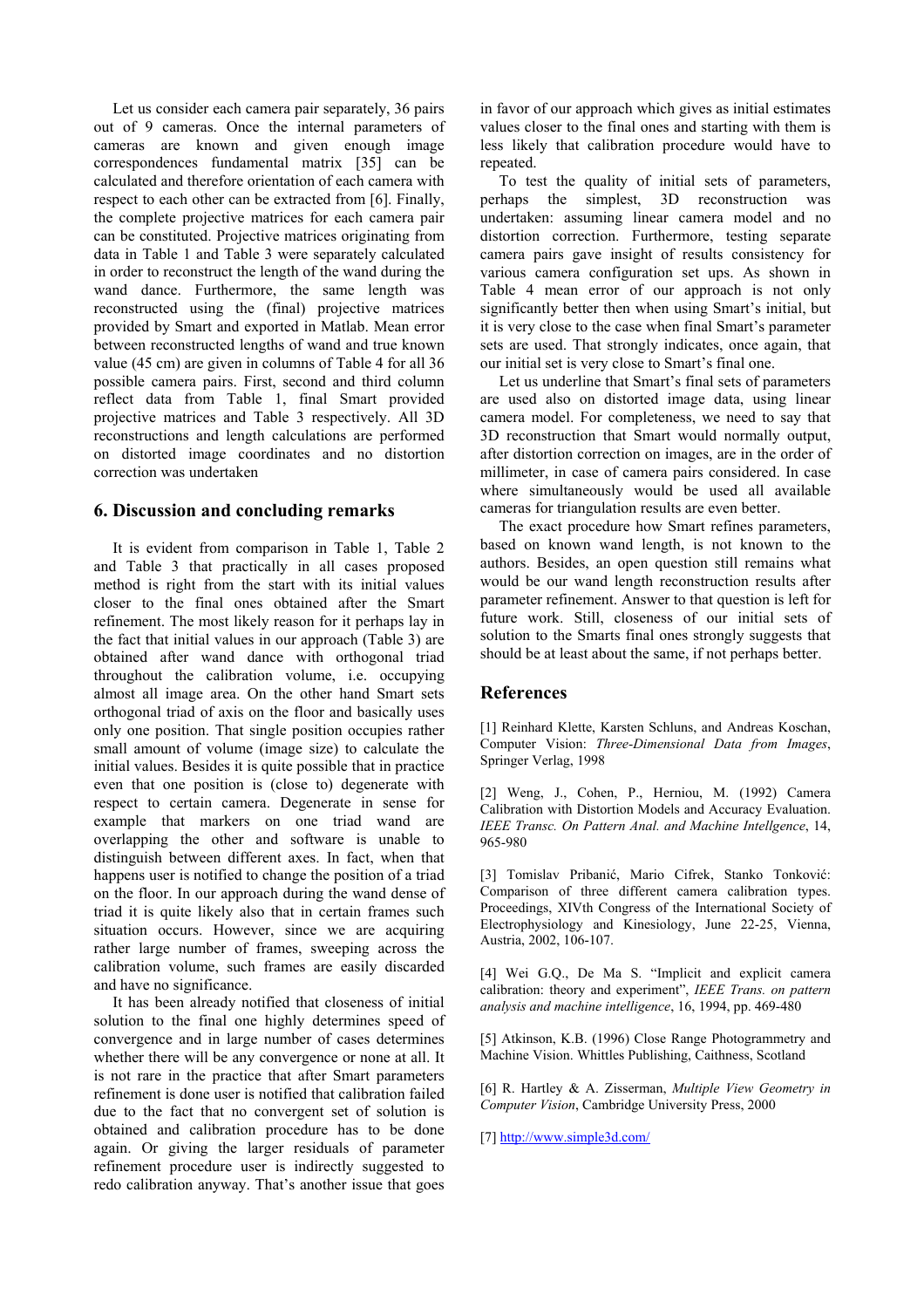Let us consider each camera pair separately, 36 pairs out of 9 cameras. Once the internal parameters of cameras are known and given enough image correspondences fundamental matrix [35] can be calculated and therefore orientation of each camera with respect to each other can be extracted from [6]. Finally, the complete projective matrices for each camera pair can be constituted. Projective matrices originating from data in Table 1 and Table 3 were separately calculated in order to reconstruct the length of the wand during the wand dance. Furthermore, the same length was reconstructed using the (final) projective matrices provided by Smart and exported in Matlab. Mean error between reconstructed lengths of wand and true known value (45 cm) are given in columns of Table 4 for all 36 possible camera pairs. First, second and third column reflect data from Table 1, final Smart provided projective matrices and Table 3 respectively. All 3D reconstructions and length calculations are performed on distorted image coordinates and no distortion correction was undertaken

## 6. Discussion and concluding remarks

It is evident from comparison in Table 1, Table 2 and Table 3 that practically in all cases proposed method is right from the start with its initial values closer to the final ones obtained after the Smart refinement. The most likely reason for it perhaps lay in the fact that initial values in our approach (Table 3) are obtained after wand dance with orthogonal triad throughout the calibration volume, i.e. occupying almost all image area. On the other hand Smart sets orthogonal triad of axis on the floor and basically uses only one position. That single position occupies rather small amount of volume (image size) to calculate the initial values. Besides it is quite possible that in practice even that one position is (close to) degenerate with respect to certain camera. Degenerate in sense for example that markers on one triad wand are overlapping the other and software is unable to distinguish between different axes. In fact, when that happens user is notified to change the position of a triad on the floor. In our approach during the wand dense of triad it is quite likely also that in certain frames such situation occurs. However, since we are acquiring rather large number of frames, sweeping across the calibration volume, such frames are easily discarded and have no significance.

It has already notified that closeness of initial solution to the final one highly determines speed of convergence and in large number of cases determines whether there will be any convergence or none at all. It is not rare in the practice that after Smart parameters refinement is done user is notified that calibration failed due to the fact that no convergent set of solution is obtained and calibration procedure has to be done again. Or giving the larger residuals of parameter refinement procedure user is indirectly suggested to redo calibration anyway. That's another issue that goes in favor of our approach which gives as initial estimates values closer to the final ones and starting with them is less likely that calibration procedure would have to repeated.

To test the quality of initial sets of parameters, perhaps the simplest, 3D reconstruction was undertaken: assuming linear camera model and no distortion correction. Furthermore, testing separate camera pairs gave insight of results consistency for various camera configuration set ups. As shown in Table 4 mean error of our approach is not only significantly better then when using Smart's initial, but it is very close to the case when final Smart's parameter sets are used. That strongly indicates, once again, that our initial set is very close to Smart's final one.

Let us underline that Smart's final sets of parameters are used also on distorted image data, using linear camera model. For completeness, we need to say that 3D reconstruction that Smart would normally output, after distortion correction on images, are in the order of millimeter, in case of camera pairs considered. In case where simultaneously would be used all available cameras for triangulation results are even better.

The exact procedure how Smart refines parameters, based on known wand length, is not known to the authors. Besides, an open question still remains what would be our wand length reconstruction results after parameter refinement. Answer to that question is left for future work. Still, closeness of our initial sets of solution to the Smarts final ones strongly suggests that should be at least about the same, if not perhaps better.

## References

[1] Reinhard Klette, Karsten Schluns, and Andreas Koschan, Computer Vision: *Three-Dimensional Data from Images*, Springer Verlag, 1998

[2] Weng, J., Cohen, P., Herniou, M. (1992) Camera Calibration with Distortion Models and Accuracy Evaluation. *IEEE Transc. On Pattern Anal. and Machine Intellgence*, 14, 965-980

[3] Tomislav Pribanić, Mario Cifrek, Stanko Tonković: Comparison of three different camera calibration types. Proceedings, XIVth Congress of the International Society of Electrophysiology and Kinesiology, June 22-25, Vienna, Austria, 2002, 106-107.

[4] Wei G.Q., De Ma S. "Implicit and explicit camera calibration: theory and experiment", *IEEE Trans. on pattern analysis and machine intelligence*, 16, 1994, pp. 469-480

[5] Atkinson, K.B. (1996) Close Range Photogrammetry and Machine Vision. Whittles Publishing, Caithness, Scotland

[6] R. Hartley & A. Zisserman, *Multiple View Geometry in Computer Vision*, Cambridge University Press, 2000

[7] http://www.simple3d.com/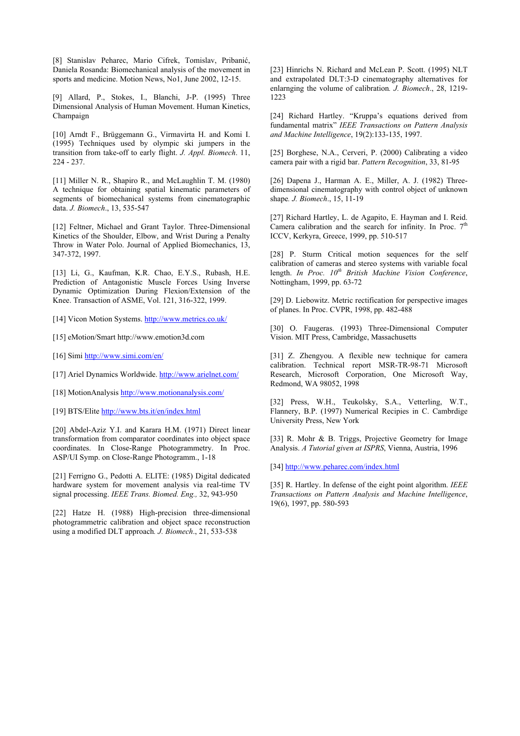[8] Stanislav Peharec, Mario Cifrek, Tomislav, Pribanić, Daniela Rosanda: Biomechanical analysis of the movement in sports and medicine. Motion News, No1, June 2002, 12-15.

[9] Allard, P., Stokes, I., Blanchi, J-P. (1995) Three Dimensional Analysis of Human Movement. Human Kinetics, Champaign

[10] Arndt F., Brüggemann G., Virmavirta H. and Komi I. (1995) Techniques used by olympic ski jumpers in the transition from take-off to early flight. *J. Appl. Biomech*. 11, 224 - 237.

[11] Miller N. R., Shapiro R., and McLaughlin T. M. (1980) A technique for obtaining spatial kinematic parameters of segments of biomechanical systems from cinematographic data. *J. Biomech*., 13, 535-547

[12] Feltner, Michael and Grant Taylor. Three-Dimensional Kinetics of the Shoulder, Elbow, and Wrist During a Penalty Throw in Water Polo. Journal of Applied Biomechanics, 13, 347-372, 1997.

[13] Li, G., Kaufman, K.R. Chao, E.Y.S., Rubash, H.E. Prediction of Antagonistic Muscle Forces Using Inverse Dynamic Optimization During Flexion/Extension of the Knee. Transaction of ASME, Vol. 121, 316-322, 1999.

[14] Vicon Motion Systems. http://www.metrics.co.uk/

[15] eMotion/Smart http://www.emotion3d.com

[16] Simi http://www.simi.com/en/

[17] Ariel Dynamics Worldwide. http://www.arielnet.com/

[18] MotionAnalysis http://www.motionanalysis.com/

[19] BTS/Elite http://www.bts.it/en/index.html

[20] Abdel-Aziz Y.I. and Karara H.M. (1971) Direct linear transformation from comparator coordinates into object space coordinates. In Close-Range Photogrammetry. In Proc. ASP/UI Symp. on Close-Range Photogramm., 1-18

[21] Ferrigno G., Pedotti A. ELITE: (1985) Digital dedicated hardware system for movement analysis via real-time TV signal processing. *IEEE Trans. Biomed. Eng.,* 32, 943-950

[22] Hatze H. (1988) High-precision three-dimensional photogrammetric calibration and object space reconstruction using a modified DLT approach*. J. Biomech*., 21, 533-538

[23] Hinrichs N. Richard and McLean P. Scott. (1995) NLT and extrapolated DLT:3-D cinematography alternatives for enlarnging the volume of calibration*. J. Biomech*., 28, 1219-1223

[24] Richard Hartley. "Kruppa's equations derived from fundamental matrix" *IEEE Transactions on Pattern Analysis and Machine Intelligence*, 19(2):133-135, 1997.

[25] Borghese, N.A., Cerveri, P. (2000) Calibrating a video camera pair with a rigid bar. *Pattern Recognition*, 33, 81-95

[26] Dapena J., Harman A. E., Miller, A. J. (1982) Three-dimensional cinematography with control object of unknown shape*. J. Biomech*., 15, 11-19

[27] Richard Hartley, L. de Agapito, E. Hayman and I. Reid. Camera calibration and the search for infinity. In Proc. 7th ICCV, Kerkyra, Greece, 1999, pp. 510-517

[28] P. Sturm Critical motion sequences for the self calibration of cameras and stereo systems with variable focal length. *In Proc. 10th British Machine Vision Conference*, Nottingham, 1999, pp. 63-72

[29] D. Liebowitz. Metric rectification for perspective images of planes. In Proc. CVPR, 1998, pp. 482-488

[30] O. Faugeras. (1993) Three-Dimensional Computer Vision. MIT Press, Cambridge, Massachusetts

[31] Z. Zhengyou. A flexible new technique for camera calibration. Technical report MSR-TR-98-71 Microsoft Research, Microsoft Corporation, One Microsoft Way, Redmond, WA 98052, 1998

[32] Press, W.H., Teukolsky, S.A., Vetterling, W.T., Flannery, B.P. (1997) Numerical Recipies in C. Cambrdige University Press, New York

[33] R. Mohr & B. Triggs, Projective Geometry for Image Analysis. *A Tutorial given at ISPRS*, Vienna, Austria, 1996

[34] http://www.peharec.com/index.html

[35] R. Hartley. In defense of the eight point algorithm. *IEEE Transactions on Pattern Analysis and Machine Intelligence*, 19(6), 1997, pp. 580-593